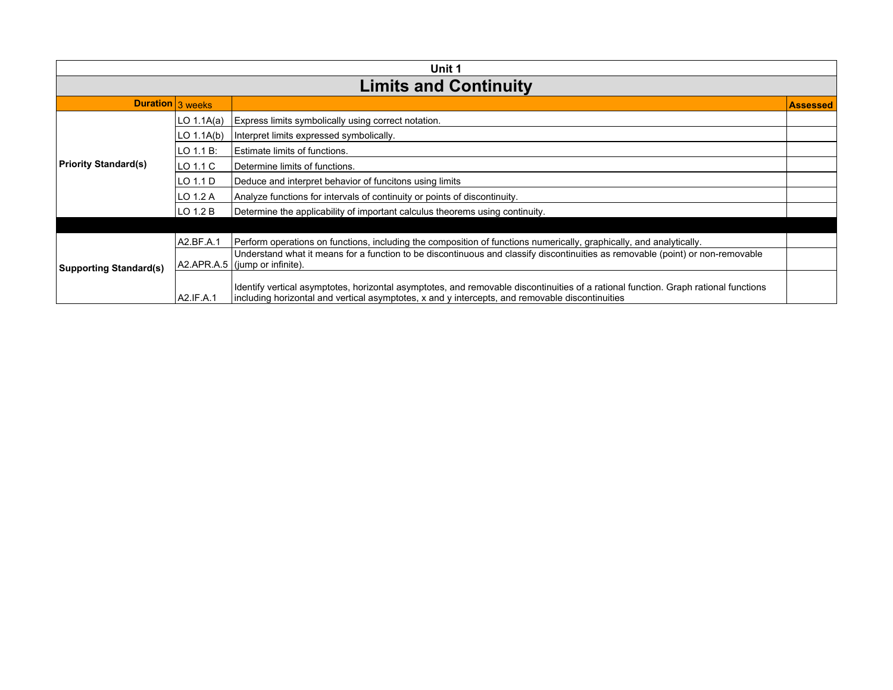## Unit 1

# Limits and Continuity

| **Duration** | 3 weeks | | **Assessed** |
|---|---|---|---|
| **Priority Standard(s)** | LO 1.1A(a) | Express limits symbolically using correct notation. | |
| | LO 1.1A(b) | Interpret limits expressed symbolically. | |
| | LO 1.1 B: | Estimate limits of functions. | |
| | LO 1.1 C | Determine limits of functions. | |
| | LO 1.1 D | Deduce and interpret behavior of funcitons using limits | |
| | LO 1.2 A | Analyze functions for intervals of continuity or points of discontinuity. | |
| | LO 1.2 B | Determine the applicability of important calculus theorems using continuity. | |
| | | | |
| **Supporting Standard(s)** | A2.BF.A.1 | Perform operations on functions, including the composition of functions numerically, graphically, and analytically. | |
| | A2.APR.A.5 | Understand what it means for a function to be discontinuous and classify discontinuities as removable (point) or non-removable (jump or infinite). | |
| | A2.IF.A.1 | Identify vertical asymptotes, horizontal asymptotes, and removable discontinuities of a rational function. Graph rational functions including horizontal and vertical asymptotes, x and y intercepts, and removable discontinuities | |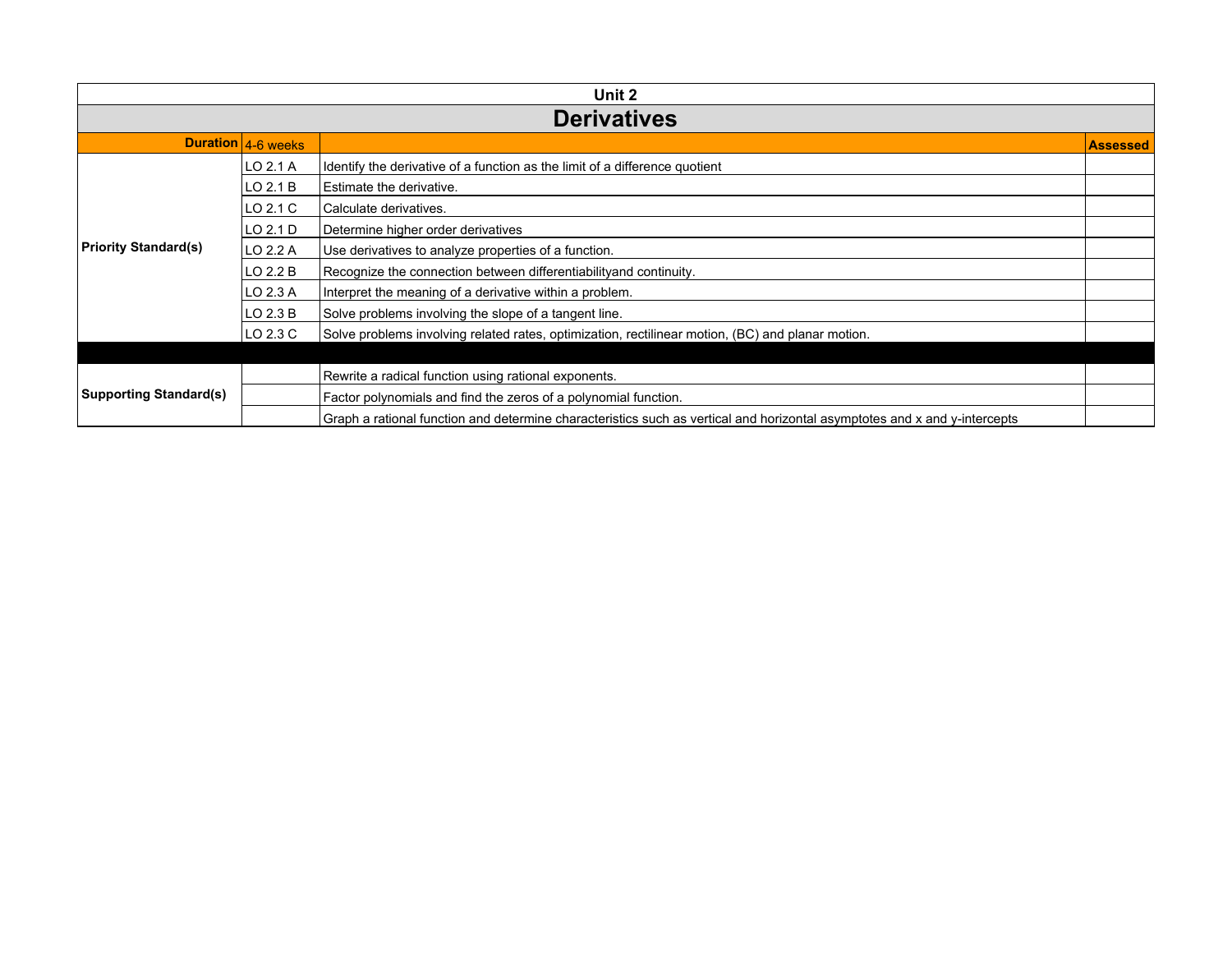| Unit 2 | | | |
|---|---|---|---|
| **Derivatives** | | | |
| **Duration** | 4-6 weeks | | **Assessed** |
| **Priority Standard(s)** | LO 2.1 A | Identify the derivative of a function as the limit of a difference quotient | |
| | LO 2.1 B | Estimate the derivative. | |
| | LO 2.1 C | Calculate derivatives. | |
| | LO 2.1 D | Determine higher order derivatives | |
| | LO 2.2 A | Use derivatives to analyze properties of a function. | |
| | LO 2.2 B | Recognize the connection between differentiabilityand continuity. | |
| | LO 2.3 A | Interpret the meaning of a derivative within a problem. | |
| | LO 2.3 B | Solve problems involving the slope of a tangent line. | |
| | LO 2.3 C | Solve problems involving related rates, optimization, rectilinear motion, (BC) and planar motion. | |
| | | | |
| **Supporting Standard(s)** | | Rewrite a radical function using rational exponents. | |
| | | Factor polynomials and find the zeros of a polynomial function. | |
| | | Graph a rational function and determine characteristics such as vertical and horizontal asymptotes and x and y-intercepts | |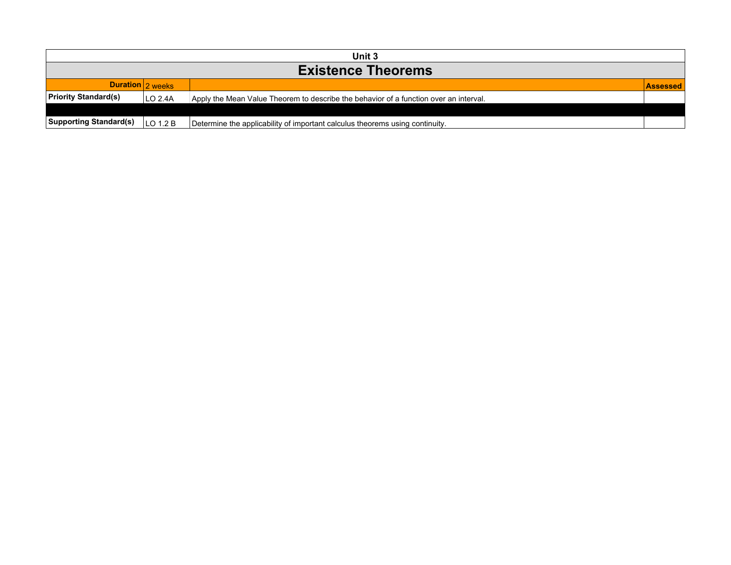| Unit 3 | | | |
|---|---|---|---|
| **Existence Theorems** | | | |
| **Duration** | 2 weeks | | **Assessed** |
| **Priority Standard(s)** | LO 2.4A | Apply the Mean Value Theorem to describe the behavior of a function over an interval. | |
| | | | |
| **Supporting Standard(s)** | LO 1.2 B | Determine the applicability of important calculus theorems using continuity. | |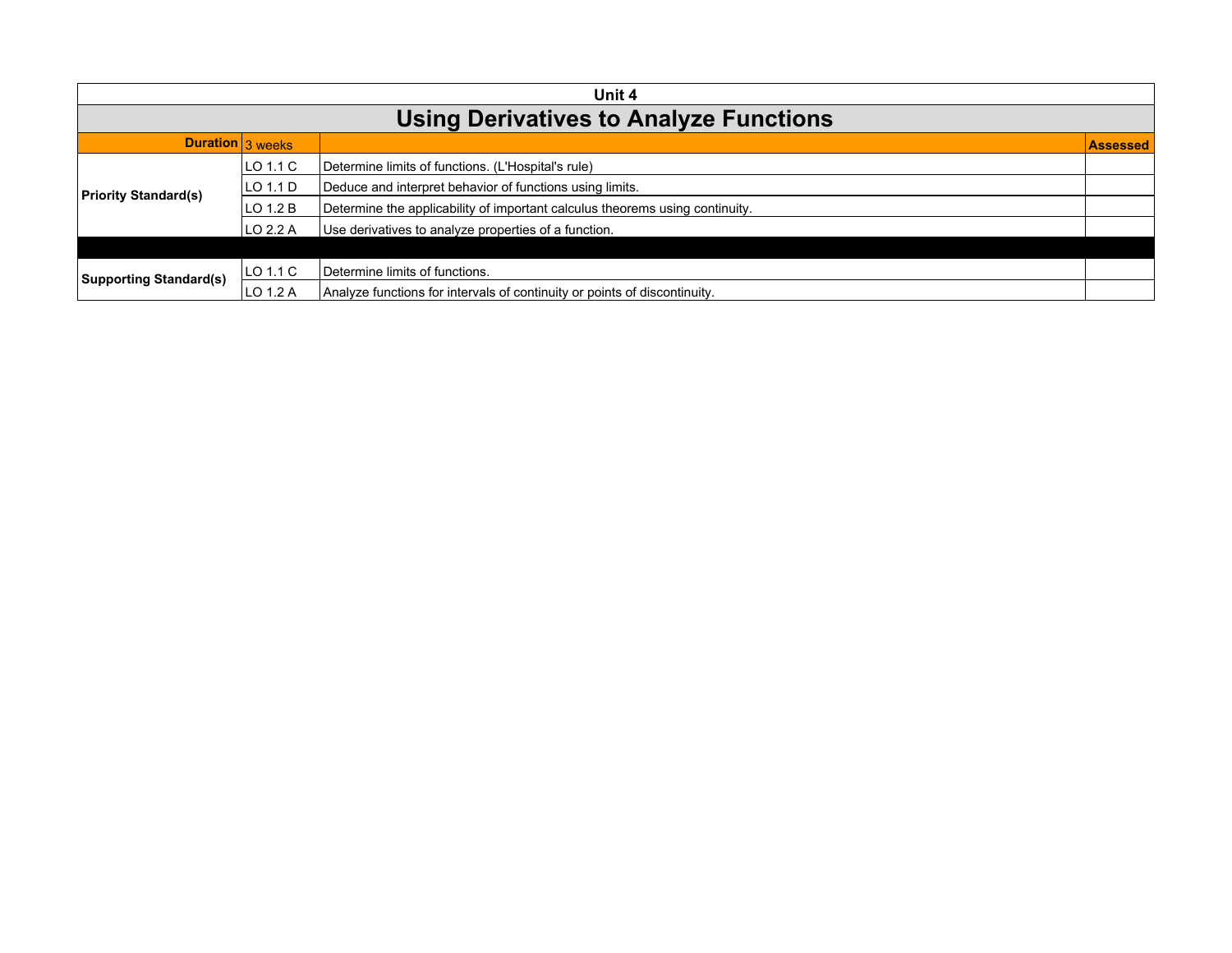**Unit 4**

# Using Derivatives to Analyze Functions

| **Duration** | 3 weeks | | **Assessed** |
|---|---|---|---|
| **Priority Standard(s)** | LO 1.1 C | Determine limits of functions. (L'Hospital's rule) | |
| | LO 1.1 D | Deduce and interpret behavior of functions using limits. | |
| | LO 1.2 B | Determine the applicability of important calculus theorems using continuity. | |
| | LO 2.2 A | Use derivatives to analyze properties of a function. | |
| | | | |
| **Supporting Standard(s)** | LO 1.1 C | Determine limits of functions. | |
| | LO 1.2 A | Analyze functions for intervals of continuity or points of discontinuity. | |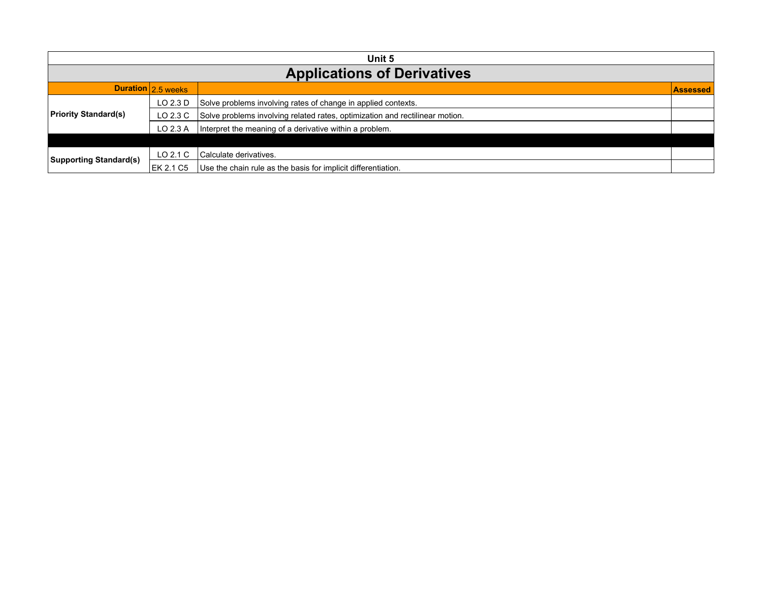# Unit 5

## Applications of Derivatives

| Duration | 2.5 weeks | | Assessed |
|---|---|---|---|
| Priority Standard(s) | LO 2.3 D | Solve problems involving rates of change in applied contexts. | |
| | LO 2.3 C | Solve problems involving related rates, optimization and rectilinear motion. | |
| | LO 2.3 A | Interpret the meaning of a derivative within a problem. | |
| | | | |
| Supporting Standard(s) | LO 2.1 C | Calculate derivatives. | |
| | EK 2.1 C5 | Use the chain rule as the basis for implicit differentiation. | |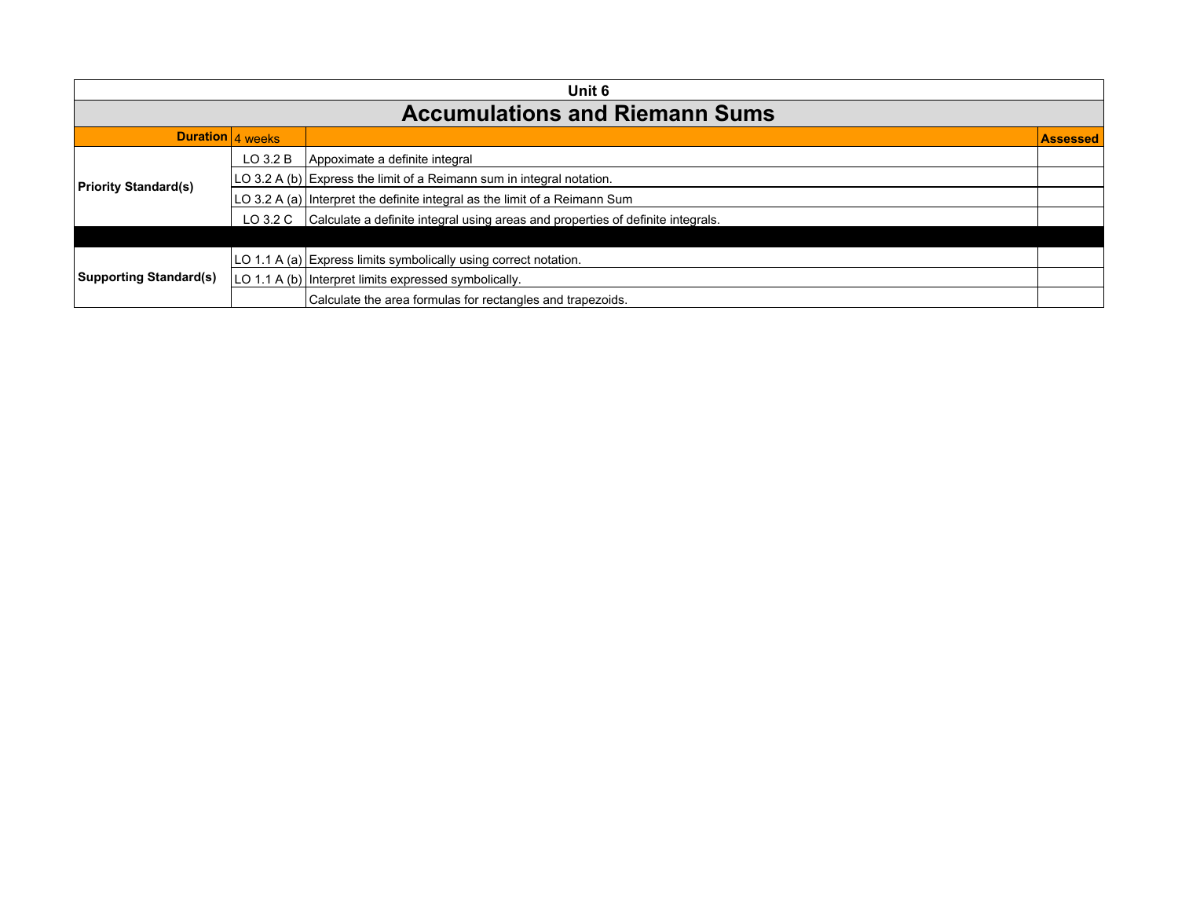| Unit 6 | | | |
|---|---|---|---|
| **Accumulations and Riemann Sums** | | | |
| **Duration** | 4 weeks | | **Assessed** |
| **Priority Standard(s)** | LO 3.2 B | Appoximate a definite integral | |
| | LO 3.2 A (b) | Express the limit of a Reimann sum in integral notation. | |
| | LO 3.2 A (a) | Interpret the definite integral as the limit of a Reimann Sum | |
| | LO 3.2 C | Calculate a definite integral using areas and properties of definite integrals. | |
| | | | |
| **Supporting Standard(s)** | LO 1.1 A (a) | Express limits symbolically using correct notation. | |
| | LO 1.1 A (b) | Interpret limits expressed symbolically. | |
| | | Calculate the area formulas for rectangles and trapezoids. | |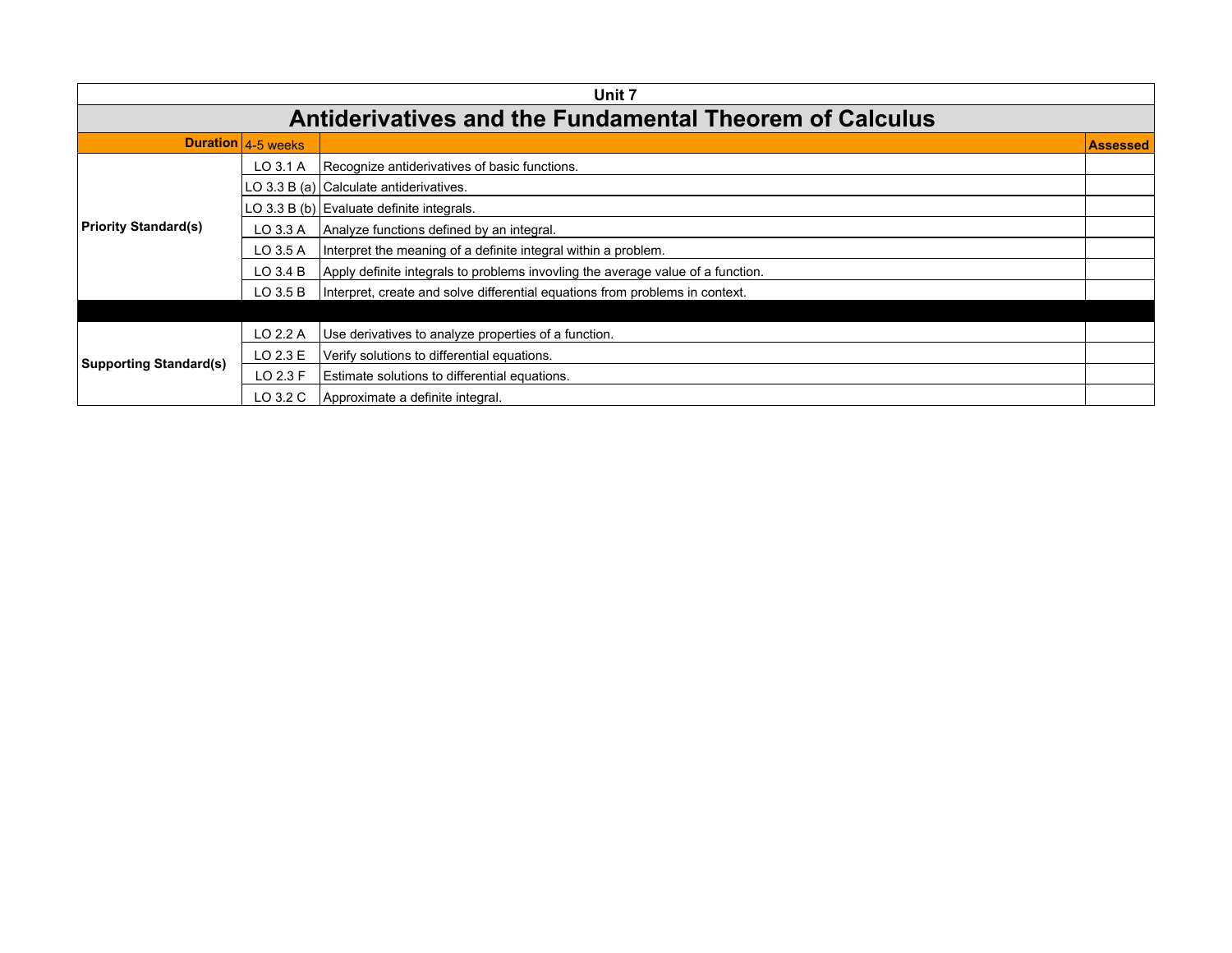## Unit 7

# Antiderivatives and the Fundamental Theorem of Calculus

| Duration | 4-5 weeks | | Assessed |
|---|---|---|---|
| Priority Standard(s) | LO 3.1 A | Recognize antiderivatives of basic functions. | |
| | LO 3.3 B (a) | Calculate antiderivatives. | |
| | LO 3.3 B (b) | Evaluate definite integrals. | |
| | LO 3.3 A | Analyze functions defined by an integral. | |
| | LO 3.5 A | Interpret the meaning of a definite integral within a problem. | |
| | LO 3.4 B | Apply definite integrals to problems invovling the average value of a function. | |
| | LO 3.5 B | Interpret, create and solve differential equations from problems in context. | |
| | | | |
| Supporting Standard(s) | LO 2.2 A | Use derivatives to analyze properties of a function. | |
| | LO 2.3 E | Verify solutions to differential equations. | |
| | LO 2.3 F | Estimate solutions to differential equations. | |
| | LO 3.2 C | Approximate a definite integral. | |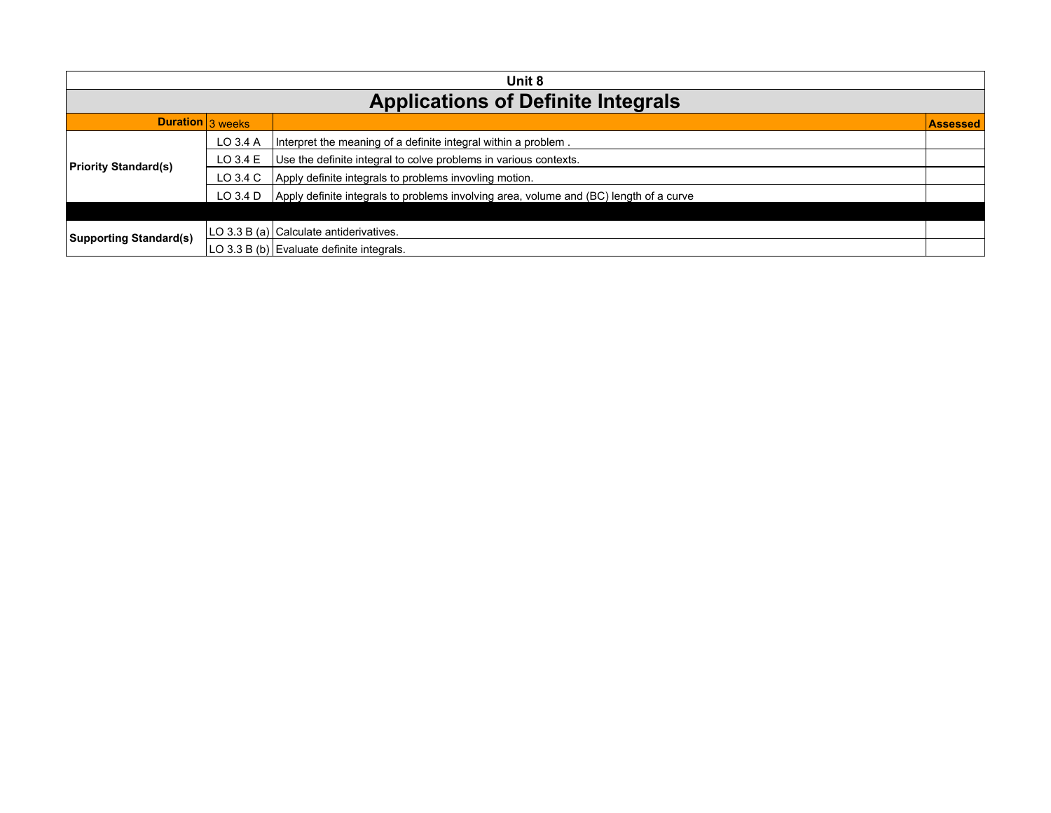## Unit 8

# Applications of Definite Integrals

| **Duration** | 3 weeks | | **Assessed** |
|---|---|---|---|
| **Priority Standard(s)** | LO 3.4 A | Interpret the meaning of a definite integral within a problem . | |
| | LO 3.4 E | Use the definite integral to colve problems in various contexts. | |
| | LO 3.4 C | Apply definite integrals to problems invovling motion. | |
| | LO 3.4 D | Apply definite integrals to problems involving area, volume and (BC) length of a curve | |
| | | | |
| **Supporting Standard(s)** | LO 3.3 B (a) | Calculate antiderivatives. | |
| | LO 3.3 B (b) | Evaluate definite integrals. | |